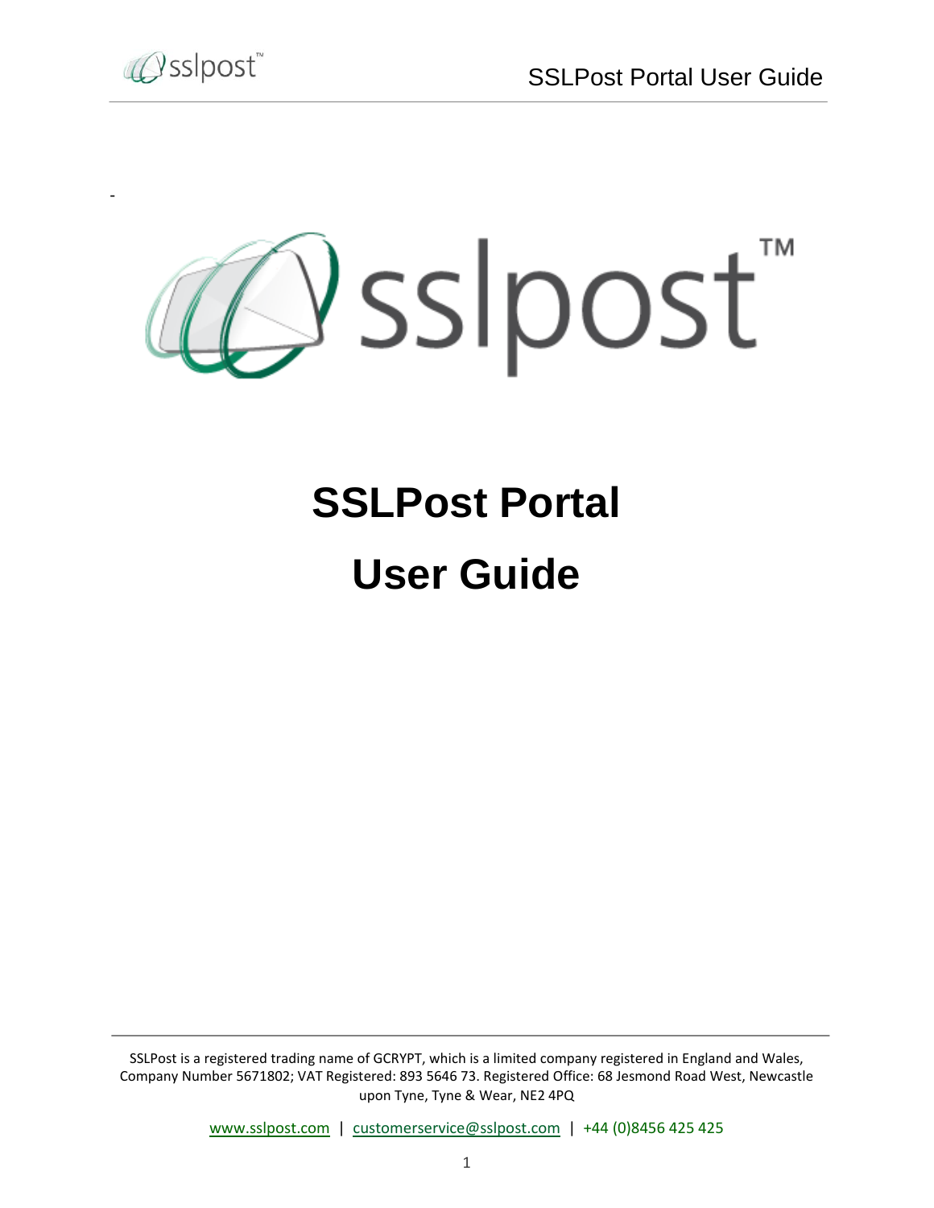# SSLPost Portal

# User Guide

SSLPost is a registered trading name of GCRYPT, which is a limited company registered in England and Wales, Company Number 5671802; VAT Registered: 893 5646 73. Registered Office: 68 Jesmond Road West, Newcastle upon Tyne, Tyne & Wear, NE2 4PQ

www.sslpost.com | customerservice@sslpost.com | +44 (0)8456 425 425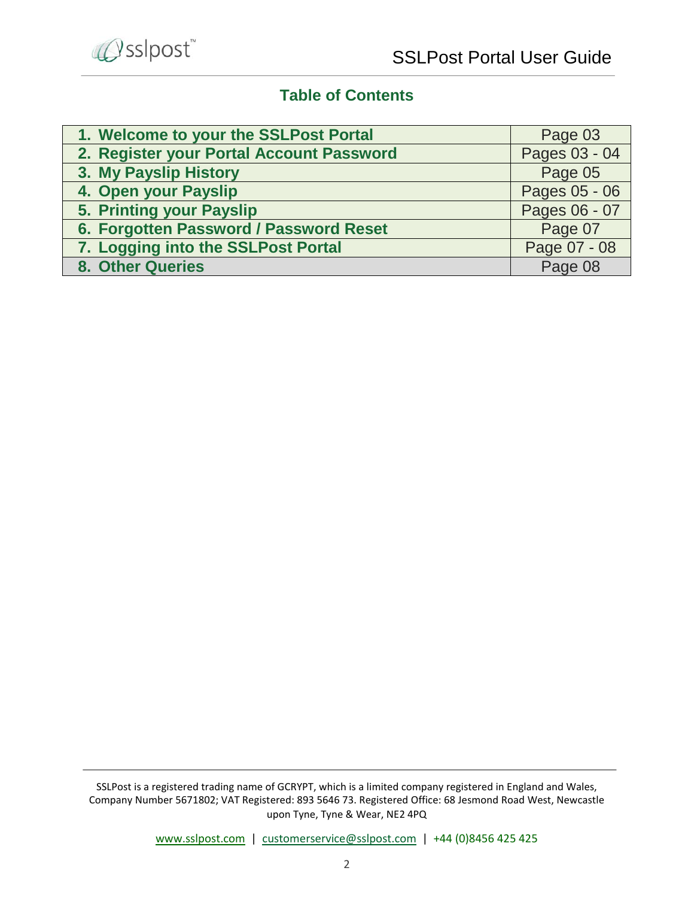## Table of Contents

| | |
|---|---|
| 1. Welcome to your the SSLPost Portal | Page 03 |
| 2. Register your Portal Account Password | Pages 03 - 04 |
| 3. My Payslip History | Page 05 |
| 4. Open your Payslip | Pages 05 - 06 |
| 5. Printing your Payslip | Pages 06 - 07 |
| 6. Forgotten Password / Password Reset | Page 07 |
| 7. Logging into the SSLPost Portal | Page 07 - 08 |
| 8. Other Queries | Page 08 |

SSLPost is a registered trading name of GCRYPT, which is a limited company registered in England and Wales, Company Number 5671802; VAT Registered: 893 5646 73. Registered Office: 68 Jesmond Road West, Newcastle upon Tyne, Tyne & Wear, NE2 4PQ

www.sslpost.com | customerservice@sslpost.com | +44 (0)8456 425 425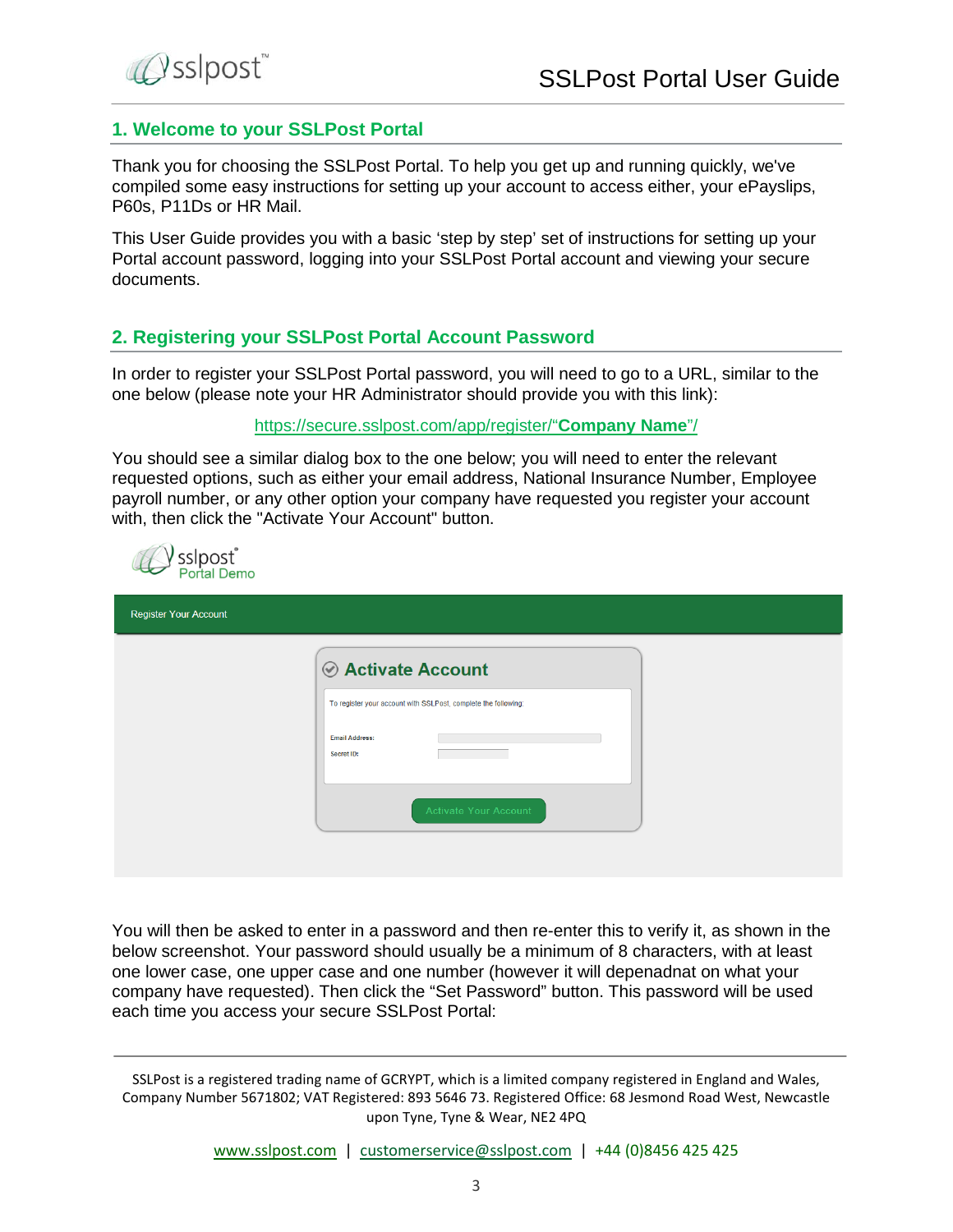## 1. Welcome to your SSLPost Portal

Thank you for choosing the SSLPost Portal. To help you get up and running quickly, we've compiled some easy instructions for setting up your account to access either, your ePayslips, P60s, P11Ds or HR Mail.

This User Guide provides you with a basic 'step by step' set of instructions for setting up your Portal account password, logging into your SSLPost Portal account and viewing your secure documents.

## 2. Registering your SSLPost Portal Account Password

In order to register your SSLPost Portal password, you will need to go to a URL, similar to the one below (please note your HR Administrator should provide you with this link):

https://secure.sslpost.com/app/register/"**Company Name**"/

You should see a similar dialog box to the one below; you will need to enter the relevant requested options, such as either your email address, National Insurance Number, Employee payroll number, or any other option your company have requested you register your account with, then click the "Activate Your Account" button.

sslpost® Portal Demo

Register Your Account

**Activate Account**

To register your account with SSLPost, complete the following:

Email Address:

Secret ID:

Activate Your Account

You will then be asked to enter in a password and then re-enter this to verify it, as shown in the below screenshot. Your password should usually be a minimum of 8 characters, with at least one lower case, one upper case and one number (however it will depenadnat on what your company have requested). Then click the "Set Password" button. This password will be used each time you access your secure SSLPost Portal:

SSLPost is a registered trading name of GCRYPT, which is a limited company registered in England and Wales, Company Number 5671802; VAT Registered: 893 5646 73. Registered Office: 68 Jesmond Road West, Newcastle upon Tyne, Tyne & Wear, NE2 4PQ

www.sslpost.com | customerservice@sslpost.com | +44 (0)8456 425 425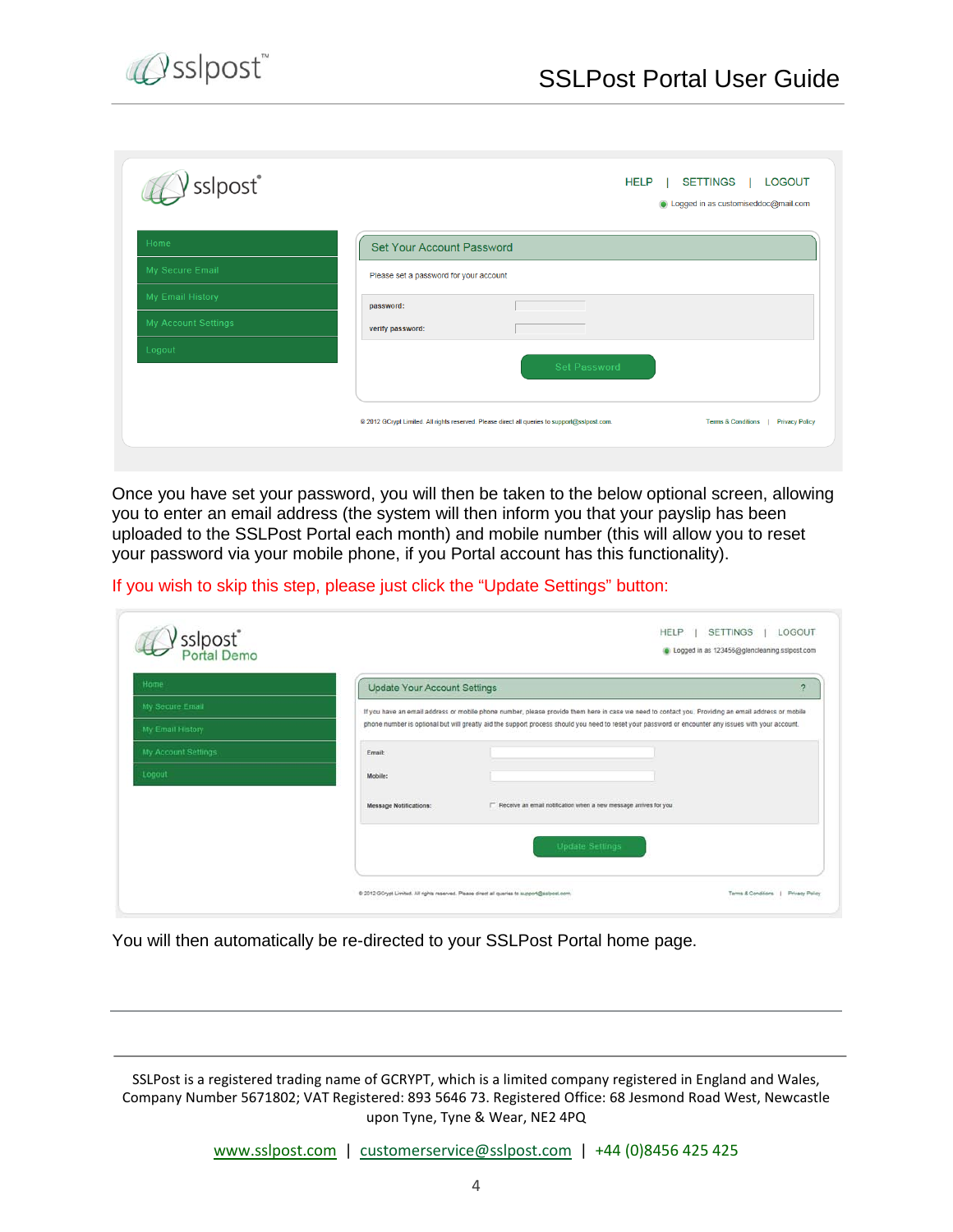Once you have set your password, you will then be taken to the below optional screen, allowing you to enter an email address (the system will then inform you that your payslip has been uploaded to the SSLPost Portal each month) and mobile number (this will allow you to reset your password via your mobile phone, if you Portal account has this functionality).

If you wish to skip this step, please just click the "Update Settings" button:

You will then automatically be re-directed to your SSLPost Portal home page.

SSLPost is a registered trading name of GCRYPT, which is a limited company registered in England and Wales, Company Number 5671802; VAT Registered: 893 5646 73. Registered Office: 68 Jesmond Road West, Newcastle upon Tyne, Tyne & Wear, NE2 4PQ

www.sslpost.com | customerservice@sslpost.com | +44 (0)8456 425 425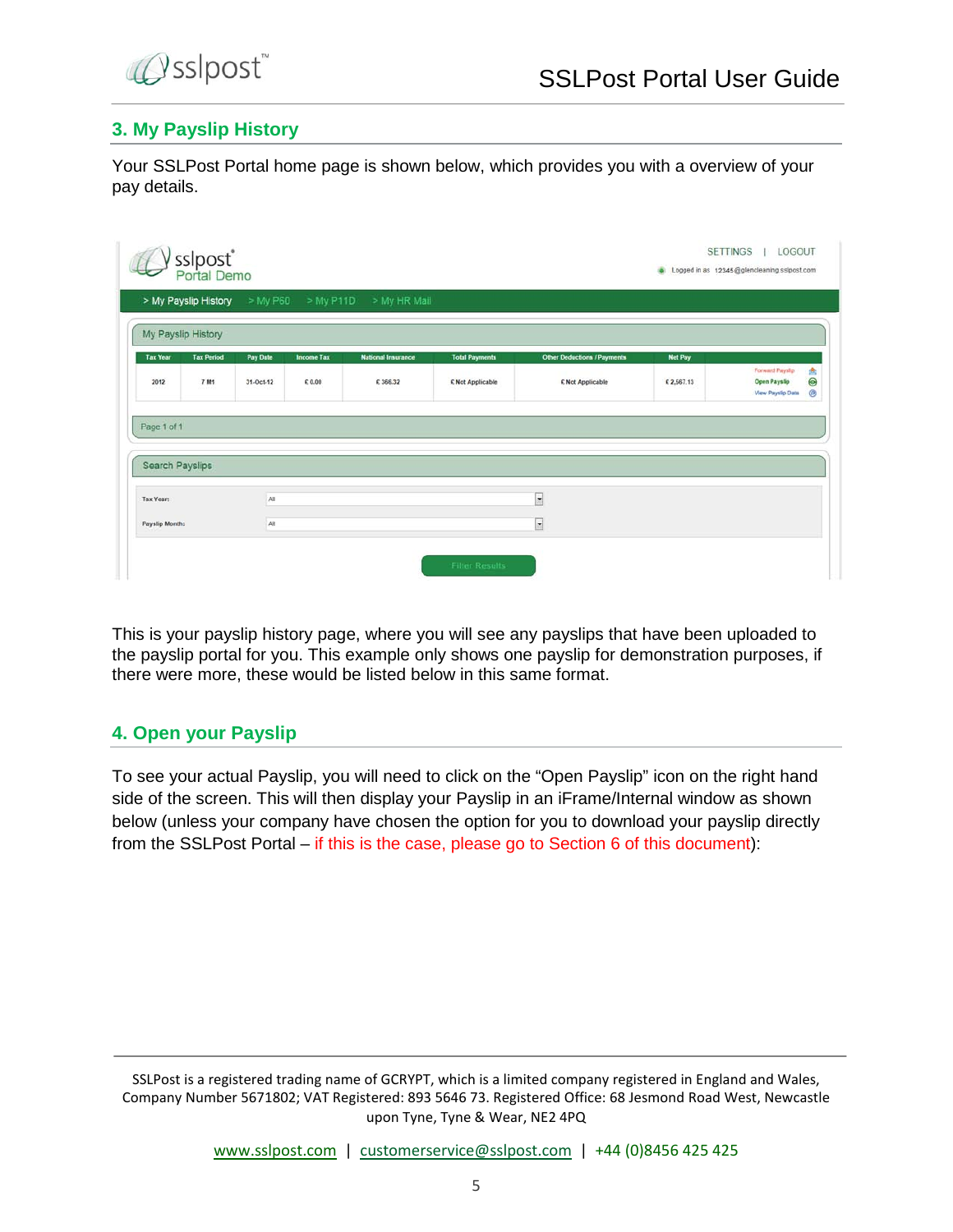## 3. My Payslip History

Your SSLPost Portal home page is shown below, which provides you with a overview of your pay details.

This is your payslip history page, where you will see any payslips that have been uploaded to the payslip portal for you. This example only shows one payslip for demonstration purposes, if there were more, these would be listed below in this same format.

## 4. Open your Payslip

To see your actual Payslip, you will need to click on the "Open Payslip" icon on the right hand side of the screen. This will then display your Payslip in an iFrame/Internal window as shown below (unless your company have chosen the option for you to download your payslip directly from the SSLPost Portal – if this is the case, please go to Section 6 of this document):

SSLPost is a registered trading name of GCRYPT, which is a limited company registered in England and Wales, Company Number 5671802; VAT Registered: 893 5646 73. Registered Office: 68 Jesmond Road West, Newcastle upon Tyne, Tyne & Wear, NE2 4PQ

www.sslpost.com | customerservice@sslpost.com | +44 (0)8456 425 425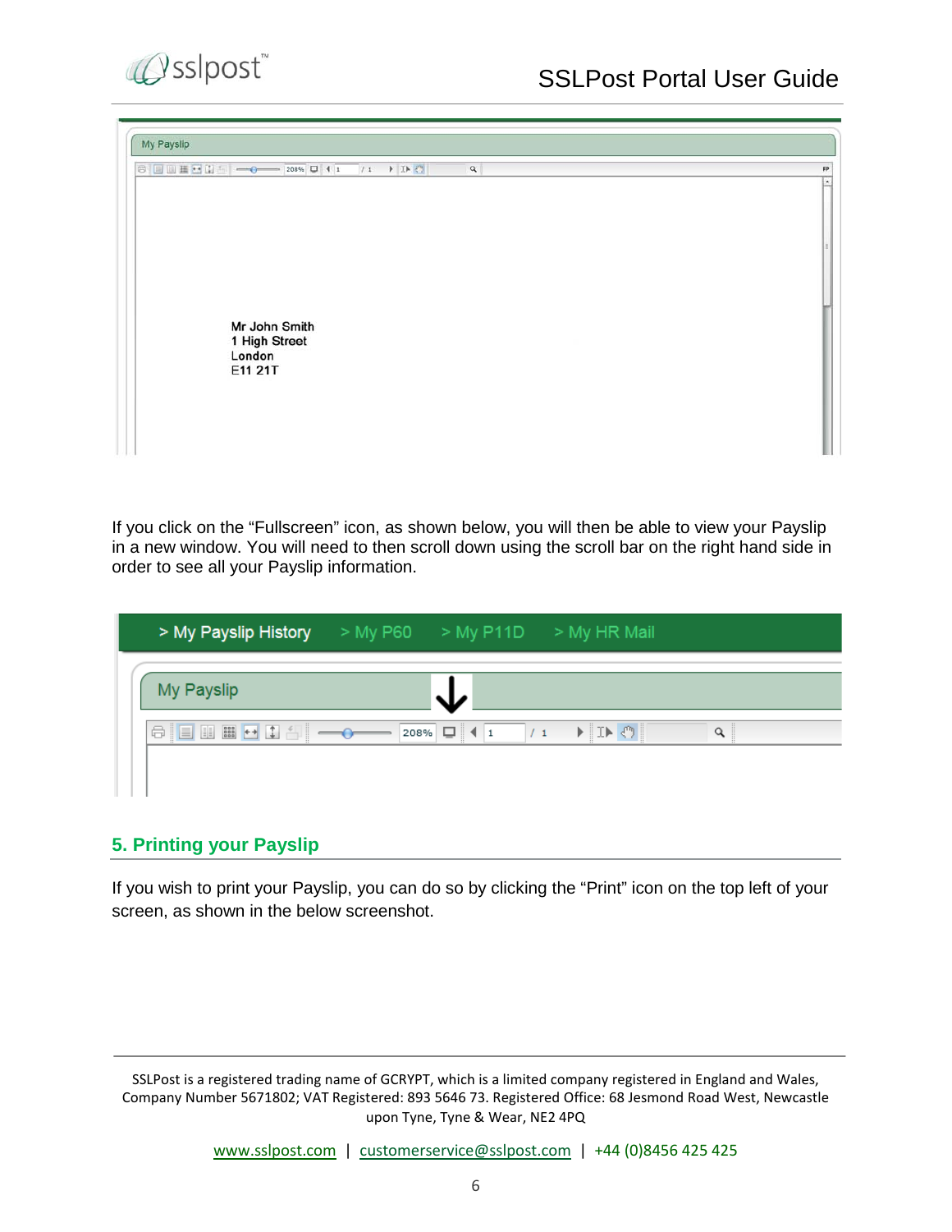If you click on the "Fullscreen" icon, as shown below, you will then be able to view your Payslip in a new window. You will need to then scroll down using the scroll bar on the right hand side in order to see all your Payslip information.

## 5. Printing your Payslip

If you wish to print your Payslip, you can do so by clicking the "Print" icon on the top left of your screen, as shown in the below screenshot.

SSLPost is a registered trading name of GCRYPT, which is a limited company registered in England and Wales, Company Number 5671802; VAT Registered: 893 5646 73. Registered Office: 68 Jesmond Road West, Newcastle upon Tyne, Tyne & Wear, NE2 4PQ

www.sslpost.com | customerservice@sslpost.com | +44 (0)8456 425 425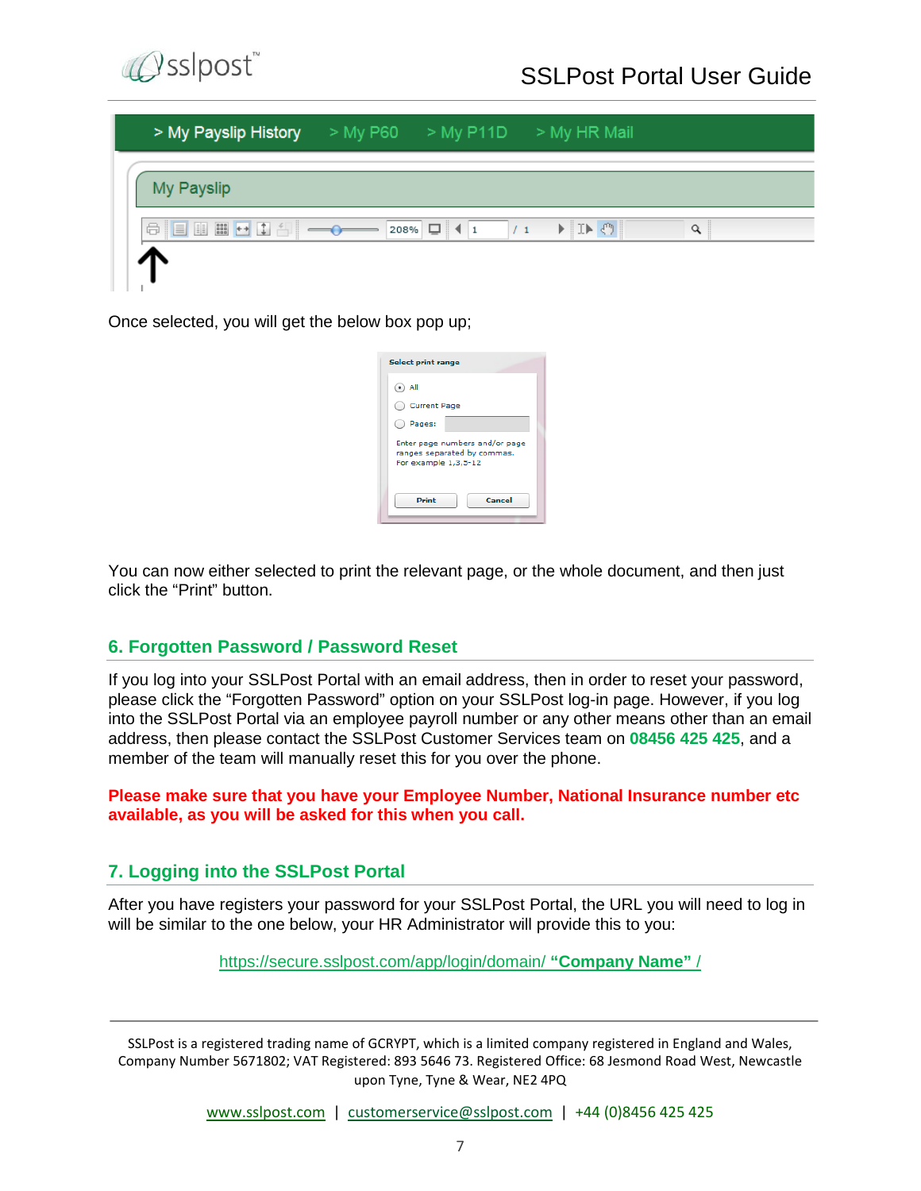Once selected, you will get the below box pop up;

You can now either selected to print the relevant page, or the whole document, and then just click the “Print” button.

## 6. Forgotten Password / Password Reset

If you log into your SSLPost Portal with an email address, then in order to reset your password, please click the “Forgotten Password” option on your SSLPost log-in page. However, if you log into the SSLPost Portal via an employee payroll number or any other means other than an email address, then please contact the SSLPost Customer Services team on **08456 425 425**, and a member of the team will manually reset this for you over the phone.

**Please make sure that you have your Employee Number, National Insurance number etc available, as you will be asked for this when you call.**

## 7. Logging into the SSLPost Portal

After you have registers your password for your SSLPost Portal, the URL you will need to log in will be similar to the one below, your HR Administrator will provide this to you:

https://secure.sslpost.com/app/login/domain/ **“Company Name”** /

SSLPost is a registered trading name of GCRYPT, which is a limited company registered in England and Wales, Company Number 5671802; VAT Registered: 893 5646 73. Registered Office: 68 Jesmond Road West, Newcastle upon Tyne, Tyne & Wear, NE2 4PQ

www.sslpost.com | customerservice@sslpost.com | +44 (0)8456 425 425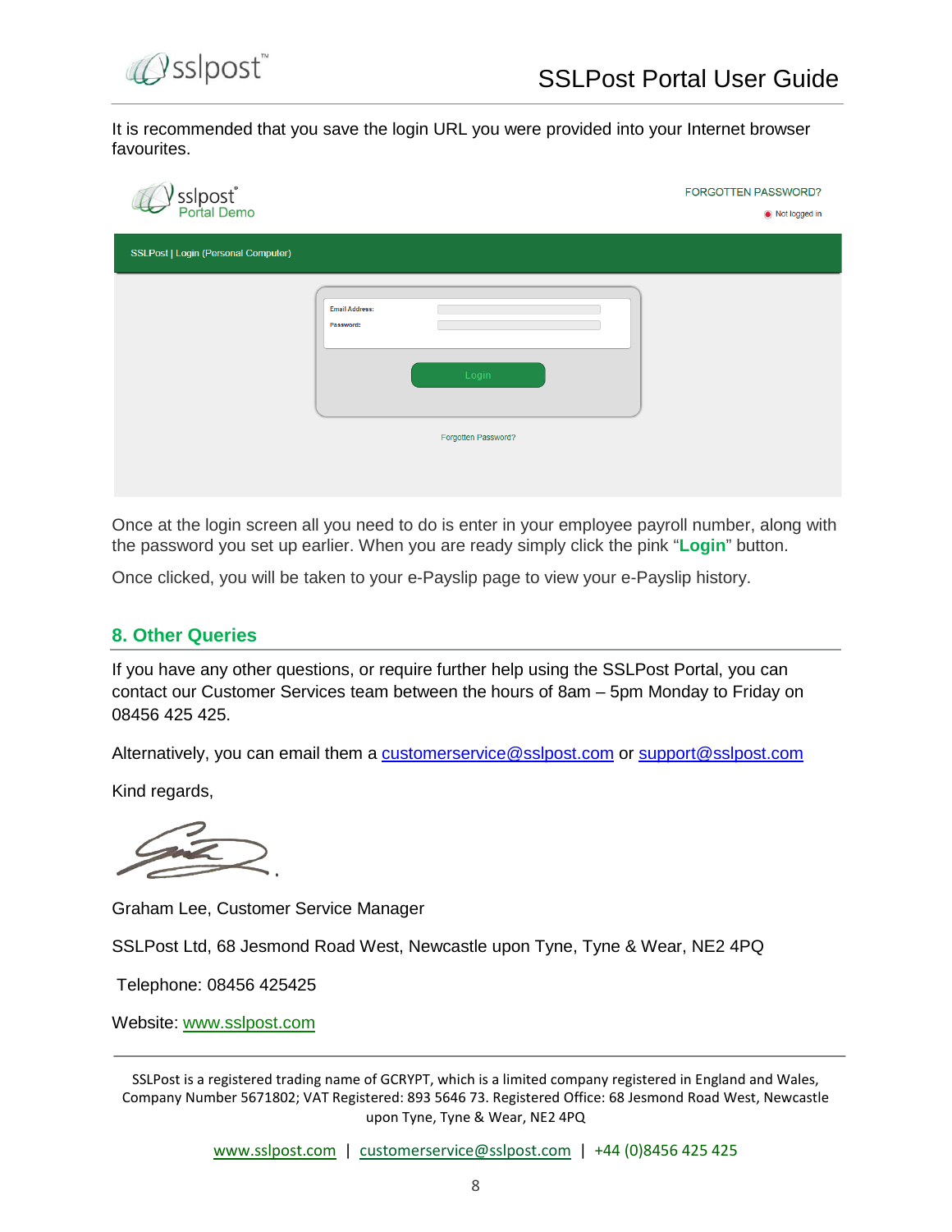It is recommended that you save the login URL you were provided into your Internet browser favourites.

Once at the login screen all you need to do is enter in your employee payroll number, along with the password you set up earlier. When you are ready simply click the pink "**Login**" button.

Once clicked, you will be taken to your e-Payslip page to view your e-Payslip history.

## 8. Other Queries

If you have any other questions, or require further help using the SSLPost Portal, you can contact our Customer Services team between the hours of 8am – 5pm Monday to Friday on 08456 425 425.

Alternatively, you can email them a customerservice@sslpost.com or support@sslpost.com

Kind regards,

Graham Lee, Customer Service Manager

SSLPost Ltd, 68 Jesmond Road West, Newcastle upon Tyne, Tyne & Wear, NE2 4PQ

Telephone: 08456 425425

Website: www.sslpost.com

SSLPost is a registered trading name of GCRYPT, which is a limited company registered in England and Wales, Company Number 5671802; VAT Registered: 893 5646 73. Registered Office: 68 Jesmond Road West, Newcastle upon Tyne, Tyne & Wear, NE2 4PQ

www.sslpost.com | customerservice@sslpost.com | +44 (0)8456 425 425